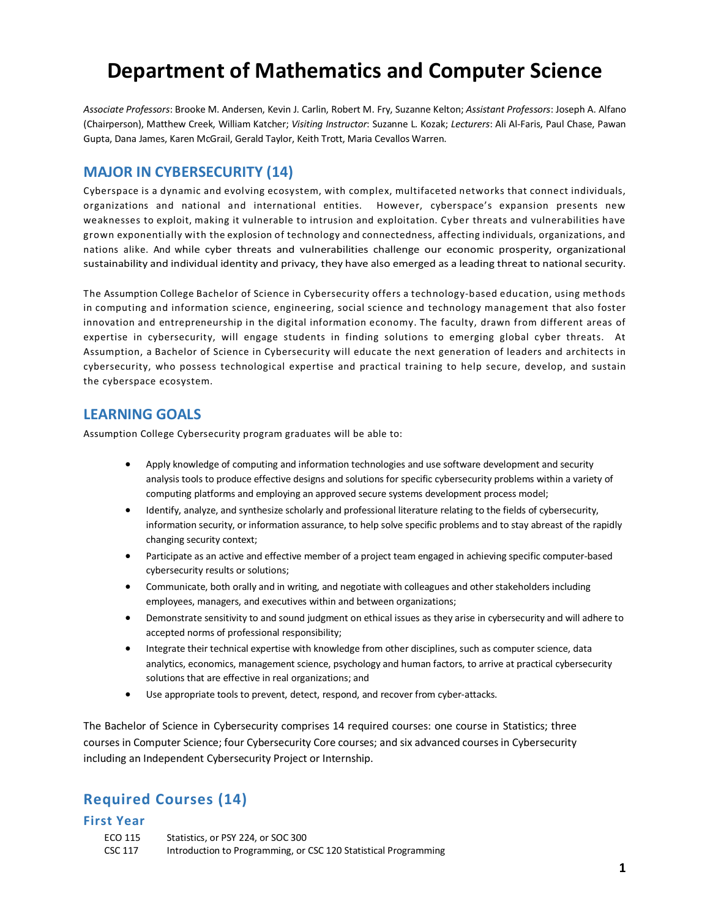# Department of Mathematics and Computer Science

*Associate Professors*: Brooke M. Andersen, Kevin J. Carlin, Robert M. Fry, Suzanne Kelton; *Assistant Professors*: Joseph A. Alfano (Chairperson), Matthew Creek, William Katcher; *Visiting Instructor*: Suzanne L. Kozak; *Lecturers*: Ali Al-Faris, Paul Chase, Pawan Gupta, Dana James, Karen McGrail, Gerald Taylor, Keith Trott, Maria Cevallos Warren.

## MAJOR IN CYBERSECURITY (14)

Cyberspace is a dynamic and evolving ecosystem, with complex, multifaceted networks that connect individuals, organizations and national and international entities. However, cyberspace's expansion presents new weaknesses to exploit, making it vulnerable to intrusion and exploitation. Cyber threats and vulnerabilities have grown exponentially with the explosion of technology and connectedness, affecting individuals, organizations, and nations alike. And while cyber threats and vulnerabilities challenge our economic prosperity, organizational sustainability and individual identity and privacy, they have also emerged as a leading threat to national security.

The Assumption College Bachelor of Science in Cybersecurity offers a technology-based education, using methods in computing and information science, engineering, social science and technology management that also foster innovation and entrepreneurship in the digital information economy. The faculty, drawn from different areas of expertise in cybersecurity, will engage students in finding solutions to emerging global cyber threats. At Assumption, a Bachelor of Science in Cybersecurity will educate the next generation of leaders and architects in cybersecurity, who possess technological expertise and practical training to help secure, develop, and sustain the cyberspace ecosystem.

## LEARNING GOALS

Assumption College Cybersecurity program graduates will be able to:

- Apply knowledge of computing and information technologies and use software development and security analysis tools to produce effective designs and solutions for specific cybersecurity problems within a variety of computing platforms and employing an approved secure systems development process model;
- Identify, analyze, and synthesize scholarly and professional literature relating to the fields of cybersecurity, information security, or information assurance, to help solve specific problems and to stay abreast of the rapidly changing security context;
- Participate as an active and effective member of a project team engaged in achieving specific computer-based cybersecurity results or solutions;
- Communicate, both orally and in writing, and negotiate with colleagues and other stakeholders including employees, managers, and executives within and between organizations;
- Demonstrate sensitivity to and sound judgment on ethical issues as they arise in cybersecurity and will adhere to accepted norms of professional responsibility;
- Integrate their technical expertise with knowledge from other disciplines, such as computer science, data analytics, economics, management science, psychology and human factors, to arrive at practical cybersecurity solutions that are effective in real organizations; and
- Use appropriate tools to prevent, detect, respond, and recover from cyber-attacks.

The Bachelor of Science in Cybersecurity comprises 14 required courses: one course in Statistics; three courses in Computer Science; four Cybersecurity Core courses; and six advanced courses in Cybersecurity including an Independent Cybersecurity Project or Internship.

## Required Courses (14)

### First Year

ECO 115 Statistics, or PSY 224, or SOC 300

CSC 117 Introduction to Programming, or CSC 120 Statistical Programming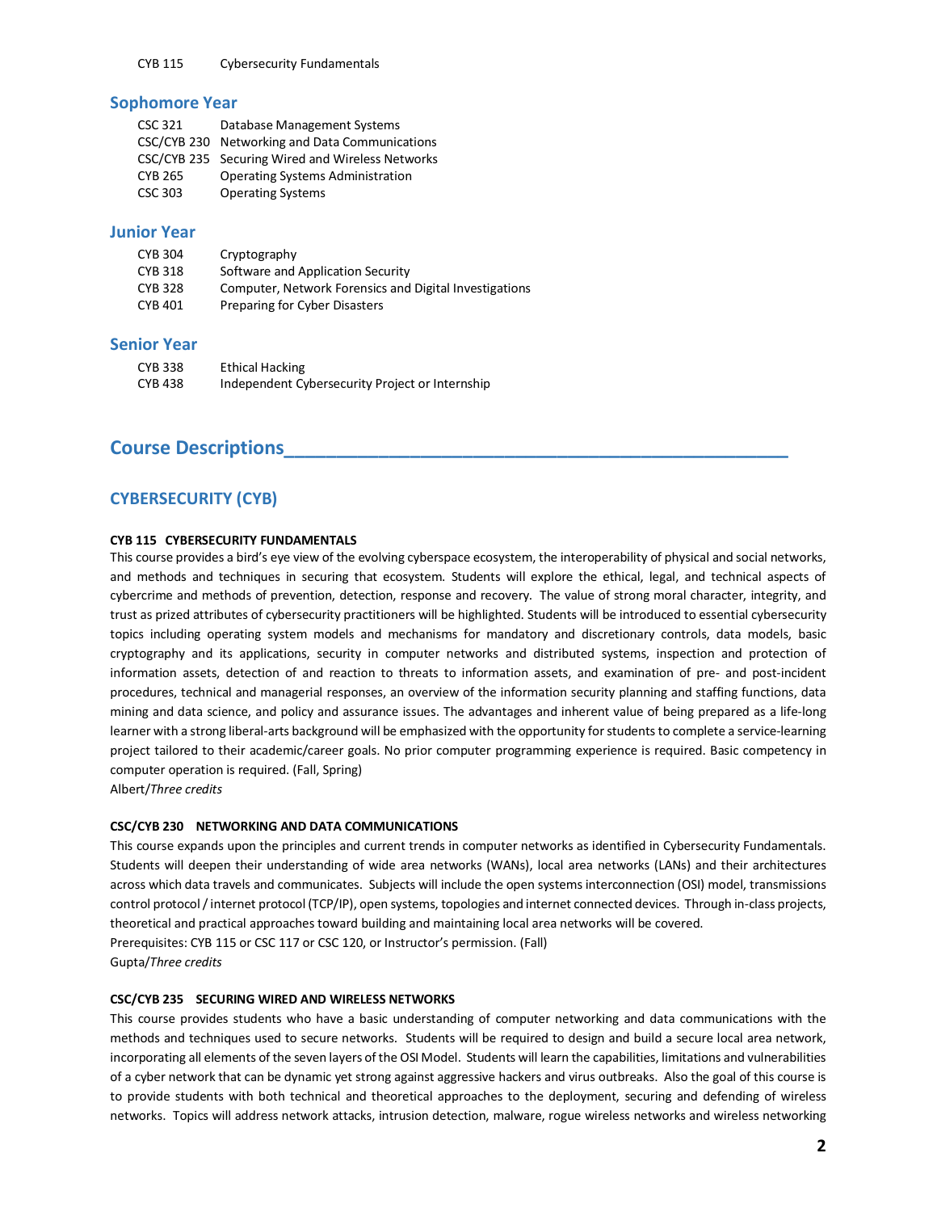| | |
|---|---|
| CYB 115 | Cybersecurity Fundamentals |

## Sophomore Year

| | |
|---|---|
| CSC 321 | Database Management Systems |
| CSC/CYB 230 | Networking and Data Communications |
| CSC/CYB 235 | Securing Wired and Wireless Networks |
| CYB 265 | Operating Systems Administration |
| CSC 303 | Operating Systems |

## Junior Year

| | |
|---|---|
| CYB 304 | Cryptography |
| CYB 318 | Software and Application Security |
| CYB 328 | Computer, Network Forensics and Digital Investigations |
| CYB 401 | Preparing for Cyber Disasters |

## Senior Year

| | |
|---|---|
| CYB 338 | Ethical Hacking |
| CYB 438 | Independent Cybersecurity Project or Internship |

# Course Descriptions

## CYBERSECURITY (CYB)

**CYB 115 CYBERSECURITY FUNDAMENTALS**

This course provides a bird's eye view of the evolving cyberspace ecosystem, the interoperability of physical and social networks, and methods and techniques in securing that ecosystem. Students will explore the ethical, legal, and technical aspects of cybercrime and methods of prevention, detection, response and recovery. The value of strong moral character, integrity, and trust as prized attributes of cybersecurity practitioners will be highlighted. Students will be introduced to essential cybersecurity topics including operating system models and mechanisms for mandatory and discretionary controls, data models, basic cryptography and its applications, security in computer networks and distributed systems, inspection and protection of information assets, detection of and reaction to threats to information assets, and examination of pre- and post-incident procedures, technical and managerial responses, an overview of the information security planning and staffing functions, data mining and data science, and policy and assurance issues. The advantages and inherent value of being prepared as a life-long learner with a strong liberal-arts background will be emphasized with the opportunity for students to complete a service-learning project tailored to their academic/career goals. No prior computer programming experience is required. Basic competency in computer operation is required. (Fall, Spring)

Albert/*Three credits*

**CSC/CYB 230 NETWORKING AND DATA COMMUNICATIONS**

This course expands upon the principles and current trends in computer networks as identified in Cybersecurity Fundamentals. Students will deepen their understanding of wide area networks (WANs), local area networks (LANs) and their architectures across which data travels and communicates. Subjects will include the open systems interconnection (OSI) model, transmissions control protocol / internet protocol (TCP/IP), open systems, topologies and internet connected devices. Through in-class projects, theoretical and practical approaches toward building and maintaining local area networks will be covered.

Prerequisites: CYB 115 or CSC 117 or CSC 120, or Instructor's permission. (Fall)

Gupta/*Three credits*

**CSC/CYB 235 SECURING WIRED AND WIRELESS NETWORKS**

This course provides students who have a basic understanding of computer networking and data communications with the methods and techniques used to secure networks. Students will be required to design and build a secure local area network, incorporating all elements of the seven layers of the OSI Model. Students will learn the capabilities, limitations and vulnerabilities of a cyber network that can be dynamic yet strong against aggressive hackers and virus outbreaks. Also the goal of this course is to provide students with both technical and theoretical approaches to the deployment, securing and defending of wireless networks. Topics will address network attacks, intrusion detection, malware, rogue wireless networks and wireless networking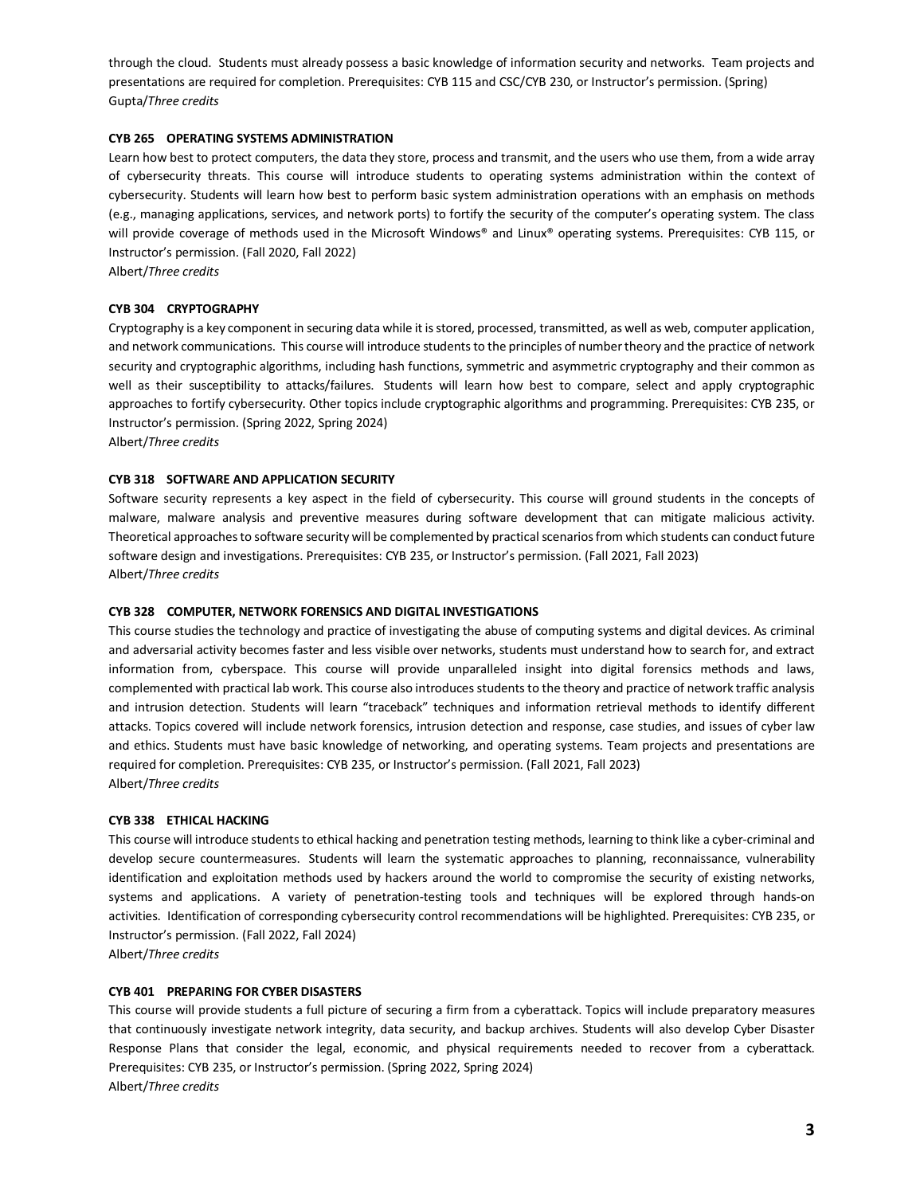through the cloud. Students must already possess a basic knowledge of information security and networks. Team projects and presentations are required for completion. Prerequisites: CYB 115 and CSC/CYB 230, or Instructor's permission. (Spring)
Gupta/*Three credits*

**CYB 265 OPERATING SYSTEMS ADMINISTRATION**
Learn how best to protect computers, the data they store, process and transmit, and the users who use them, from a wide array of cybersecurity threats. This course will introduce students to operating systems administration within the context of cybersecurity. Students will learn how best to perform basic system administration operations with an emphasis on methods (e.g., managing applications, services, and network ports) to fortify the security of the computer's operating system. The class will provide coverage of methods used in the Microsoft Windows® and Linux® operating systems. Prerequisites: CYB 115, or Instructor's permission. (Fall 2020, Fall 2022)
Albert/*Three credits*

**CYB 304 CRYPTOGRAPHY**
Cryptography is a key component in securing data while it is stored, processed, transmitted, as well as web, computer application, and network communications. This course will introduce students to the principles of number theory and the practice of network security and cryptographic algorithms, including hash functions, symmetric and asymmetric cryptography and their common as well as their susceptibility to attacks/failures. Students will learn how best to compare, select and apply cryptographic approaches to fortify cybersecurity. Other topics include cryptographic algorithms and programming. Prerequisites: CYB 235, or Instructor's permission. (Spring 2022, Spring 2024)
Albert/*Three credits*

**CYB 318 SOFTWARE AND APPLICATION SECURITY**
Software security represents a key aspect in the field of cybersecurity. This course will ground students in the concepts of malware, malware analysis and preventive measures during software development that can mitigate malicious activity. Theoretical approaches to software security will be complemented by practical scenarios from which students can conduct future software design and investigations. Prerequisites: CYB 235, or Instructor's permission. (Fall 2021, Fall 2023)
Albert/*Three credits*

**CYB 328 COMPUTER, NETWORK FORENSICS AND DIGITAL INVESTIGATIONS**
This course studies the technology and practice of investigating the abuse of computing systems and digital devices. As criminal and adversarial activity becomes faster and less visible over networks, students must understand how to search for, and extract information from, cyberspace. This course will provide unparalleled insight into digital forensics methods and laws, complemented with practical lab work. This course also introduces students to the theory and practice of network traffic analysis and intrusion detection. Students will learn "traceback" techniques and information retrieval methods to identify different attacks. Topics covered will include network forensics, intrusion detection and response, case studies, and issues of cyber law and ethics. Students must have basic knowledge of networking, and operating systems. Team projects and presentations are required for completion. Prerequisites: CYB 235, or Instructor's permission. (Fall 2021, Fall 2023)
Albert/*Three credits*

**CYB 338 ETHICAL HACKING**
This course will introduce students to ethical hacking and penetration testing methods, learning to think like a cyber-criminal and develop secure countermeasures. Students will learn the systematic approaches to planning, reconnaissance, vulnerability identification and exploitation methods used by hackers around the world to compromise the security of existing networks, systems and applications. A variety of penetration-testing tools and techniques will be explored through hands-on activities. Identification of corresponding cybersecurity control recommendations will be highlighted. Prerequisites: CYB 235, or Instructor's permission. (Fall 2022, Fall 2024)
Albert/*Three credits*

**CYB 401 PREPARING FOR CYBER DISASTERS**
This course will provide students a full picture of securing a firm from a cyberattack. Topics will include preparatory measures that continuously investigate network integrity, data security, and backup archives. Students will also develop Cyber Disaster Response Plans that consider the legal, economic, and physical requirements needed to recover from a cyberattack. Prerequisites: CYB 235, or Instructor's permission. (Spring 2022, Spring 2024)
Albert/*Three credits*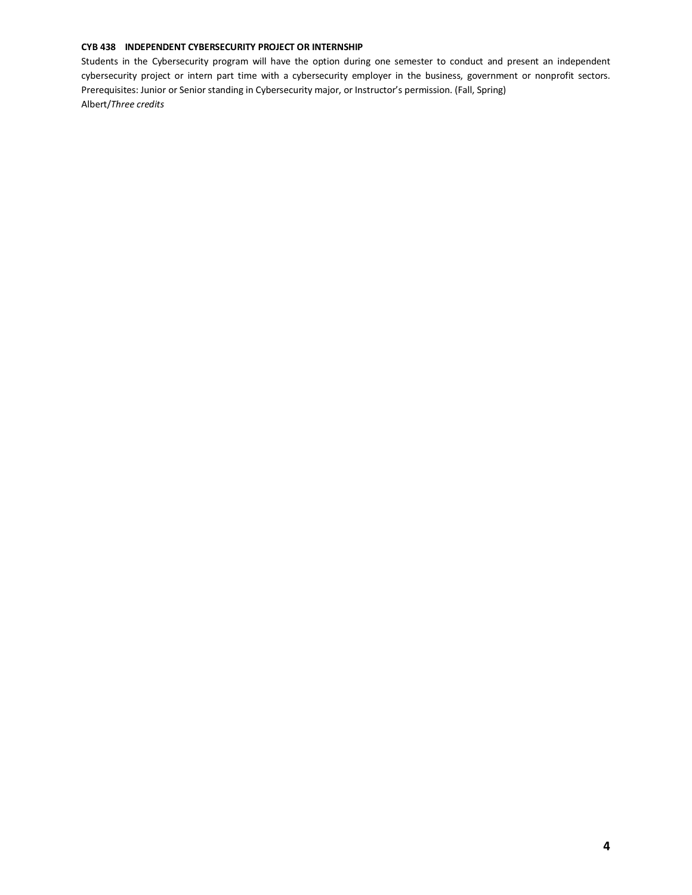**CYB 438 INDEPENDENT CYBERSECURITY PROJECT OR INTERNSHIP**

Students in the Cybersecurity program will have the option during one semester to conduct and present an independent cybersecurity project or intern part time with a cybersecurity employer in the business, government or nonprofit sectors. Prerequisites: Junior or Senior standing in Cybersecurity major, or Instructor's permission. (Fall, Spring)

Albert/*Three credits*